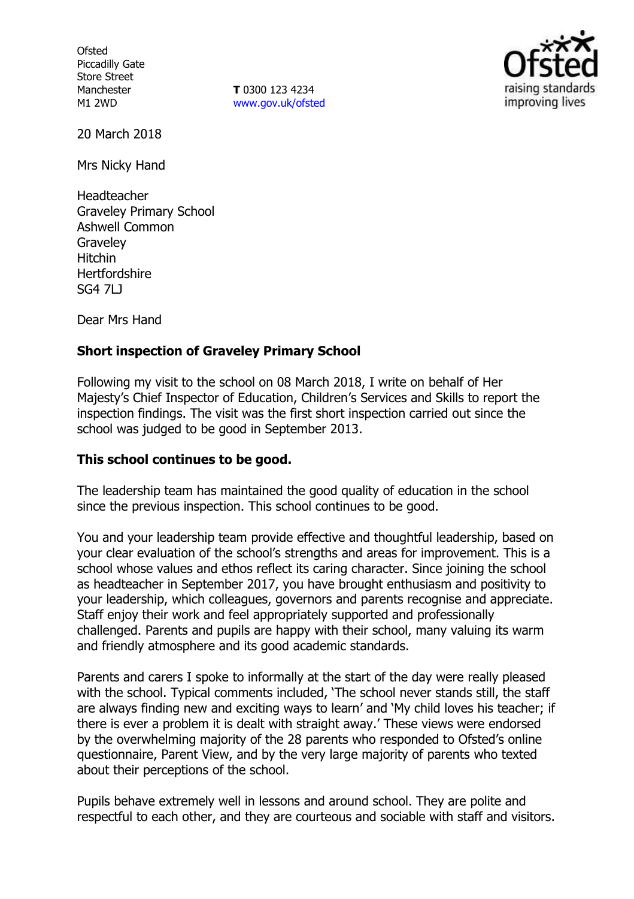Ofsted
Piccadilly Gate
Store Street
Manchester
M1 2WD

**T** 0300 123 4234
www.gov.uk/ofsted

20 March 2018

Mrs Nicky Hand

Headteacher
Graveley Primary School
Ashwell Common
Graveley
Hitchin
Hertfordshire
SG4 7LJ

Dear Mrs Hand

**Short inspection of Graveley Primary School**

Following my visit to the school on 08 March 2018, I write on behalf of Her Majesty's Chief Inspector of Education, Children's Services and Skills to report the inspection findings. The visit was the first short inspection carried out since the school was judged to be good in September 2013.

**This school continues to be good.**

The leadership team has maintained the good quality of education in the school since the previous inspection. This school continues to be good.

You and your leadership team provide effective and thoughtful leadership, based on your clear evaluation of the school's strengths and areas for improvement. This is a school whose values and ethos reflect its caring character. Since joining the school as headteacher in September 2017, you have brought enthusiasm and positivity to your leadership, which colleagues, governors and parents recognise and appreciate. Staff enjoy their work and feel appropriately supported and professionally challenged. Parents and pupils are happy with their school, many valuing its warm and friendly atmosphere and its good academic standards.

Parents and carers I spoke to informally at the start of the day were really pleased with the school. Typical comments included, 'The school never stands still, the staff are always finding new and exciting ways to learn' and 'My child loves his teacher; if there is ever a problem it is dealt with straight away.' These views were endorsed by the overwhelming majority of the 28 parents who responded to Ofsted's online questionnaire, Parent View, and by the very large majority of parents who texted about their perceptions of the school.

Pupils behave extremely well in lessons and around school. They are polite and respectful to each other, and they are courteous and sociable with staff and visitors.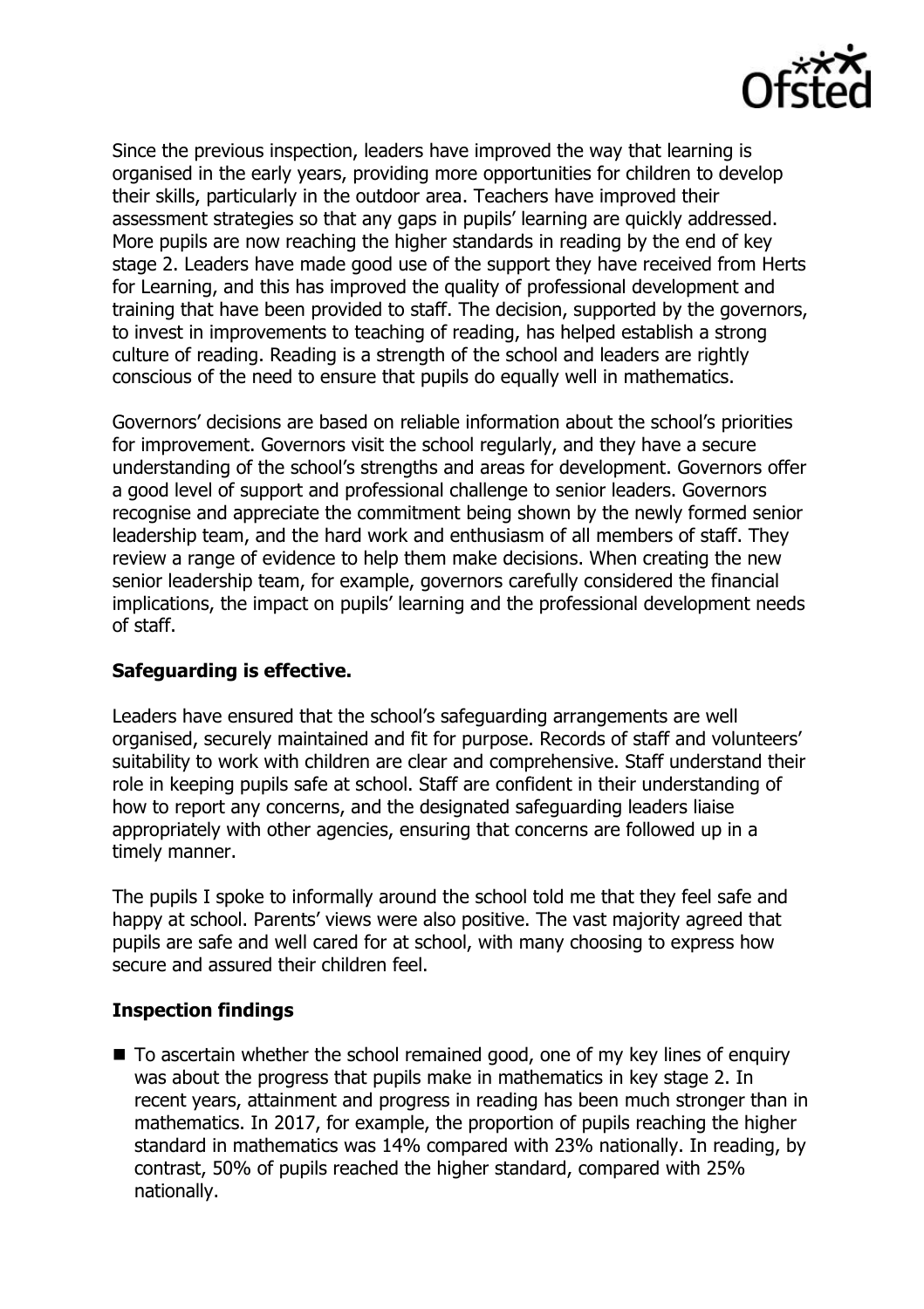Since the previous inspection, leaders have improved the way that learning is organised in the early years, providing more opportunities for children to develop their skills, particularly in the outdoor area. Teachers have improved their assessment strategies so that any gaps in pupils' learning are quickly addressed. More pupils are now reaching the higher standards in reading by the end of key stage 2. Leaders have made good use of the support they have received from Herts for Learning, and this has improved the quality of professional development and training that have been provided to staff. The decision, supported by the governors, to invest in improvements to teaching of reading, has helped establish a strong culture of reading. Reading is a strength of the school and leaders are rightly conscious of the need to ensure that pupils do equally well in mathematics.

Governors' decisions are based on reliable information about the school's priorities for improvement. Governors visit the school regularly, and they have a secure understanding of the school's strengths and areas for development. Governors offer a good level of support and professional challenge to senior leaders. Governors recognise and appreciate the commitment being shown by the newly formed senior leadership team, and the hard work and enthusiasm of all members of staff. They review a range of evidence to help them make decisions. When creating the new senior leadership team, for example, governors carefully considered the financial implications, the impact on pupils' learning and the professional development needs of staff.

## Safeguarding is effective.

Leaders have ensured that the school's safeguarding arrangements are well organised, securely maintained and fit for purpose. Records of staff and volunteers' suitability to work with children are clear and comprehensive. Staff understand their role in keeping pupils safe at school. Staff are confident in their understanding of how to report any concerns, and the designated safeguarding leaders liaise appropriately with other agencies, ensuring that concerns are followed up in a timely manner.

The pupils I spoke to informally around the school told me that they feel safe and happy at school. Parents' views were also positive. The vast majority agreed that pupils are safe and well cared for at school, with many choosing to express how secure and assured their children feel.

## Inspection findings

- To ascertain whether the school remained good, one of my key lines of enquiry was about the progress that pupils make in mathematics in key stage 2. In recent years, attainment and progress in reading has been much stronger than in mathematics. In 2017, for example, the proportion of pupils reaching the higher standard in mathematics was 14% compared with 23% nationally. In reading, by contrast, 50% of pupils reached the higher standard, compared with 25% nationally.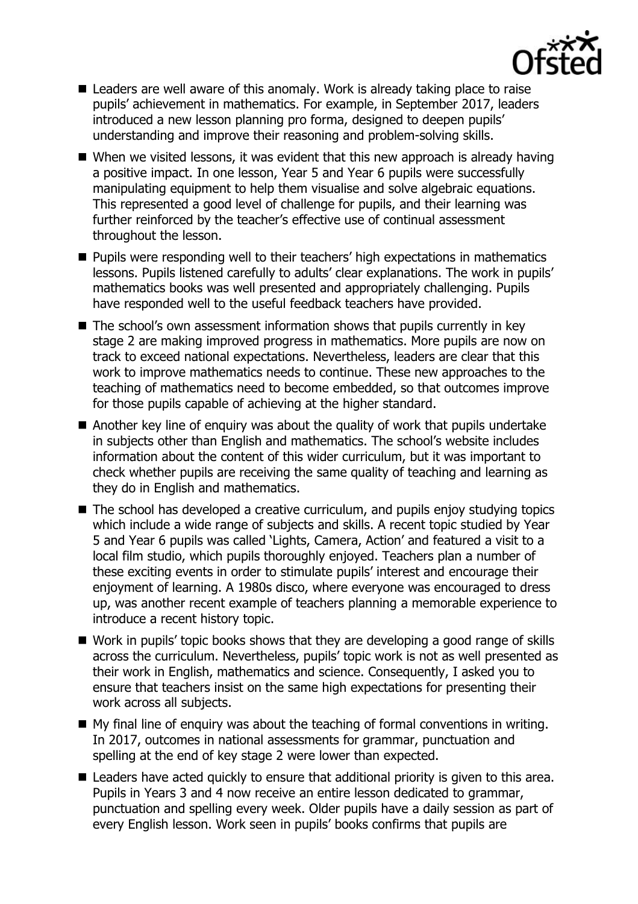- Leaders are well aware of this anomaly. Work is already taking place to raise pupils' achievement in mathematics. For example, in September 2017, leaders introduced a new lesson planning pro forma, designed to deepen pupils' understanding and improve their reasoning and problem-solving skills.
- When we visited lessons, it was evident that this new approach is already having a positive impact. In one lesson, Year 5 and Year 6 pupils were successfully manipulating equipment to help them visualise and solve algebraic equations. This represented a good level of challenge for pupils, and their learning was further reinforced by the teacher's effective use of continual assessment throughout the lesson.
- Pupils were responding well to their teachers' high expectations in mathematics lessons. Pupils listened carefully to adults' clear explanations. The work in pupils' mathematics books was well presented and appropriately challenging. Pupils have responded well to the useful feedback teachers have provided.
- The school's own assessment information shows that pupils currently in key stage 2 are making improved progress in mathematics. More pupils are now on track to exceed national expectations. Nevertheless, leaders are clear that this work to improve mathematics needs to continue. These new approaches to the teaching of mathematics need to become embedded, so that outcomes improve for those pupils capable of achieving at the higher standard.
- Another key line of enquiry was about the quality of work that pupils undertake in subjects other than English and mathematics. The school's website includes information about the content of this wider curriculum, but it was important to check whether pupils are receiving the same quality of teaching and learning as they do in English and mathematics.
- The school has developed a creative curriculum, and pupils enjoy studying topics which include a wide range of subjects and skills. A recent topic studied by Year 5 and Year 6 pupils was called 'Lights, Camera, Action' and featured a visit to a local film studio, which pupils thoroughly enjoyed. Teachers plan a number of these exciting events in order to stimulate pupils' interest and encourage their enjoyment of learning. A 1980s disco, where everyone was encouraged to dress up, was another recent example of teachers planning a memorable experience to introduce a recent history topic.
- Work in pupils' topic books shows that they are developing a good range of skills across the curriculum. Nevertheless, pupils' topic work is not as well presented as their work in English, mathematics and science. Consequently, I asked you to ensure that teachers insist on the same high expectations for presenting their work across all subjects.
- My final line of enquiry was about the teaching of formal conventions in writing. In 2017, outcomes in national assessments for grammar, punctuation and spelling at the end of key stage 2 were lower than expected.
- Leaders have acted quickly to ensure that additional priority is given to this area. Pupils in Years 3 and 4 now receive an entire lesson dedicated to grammar, punctuation and spelling every week. Older pupils have a daily session as part of every English lesson. Work seen in pupils' books confirms that pupils are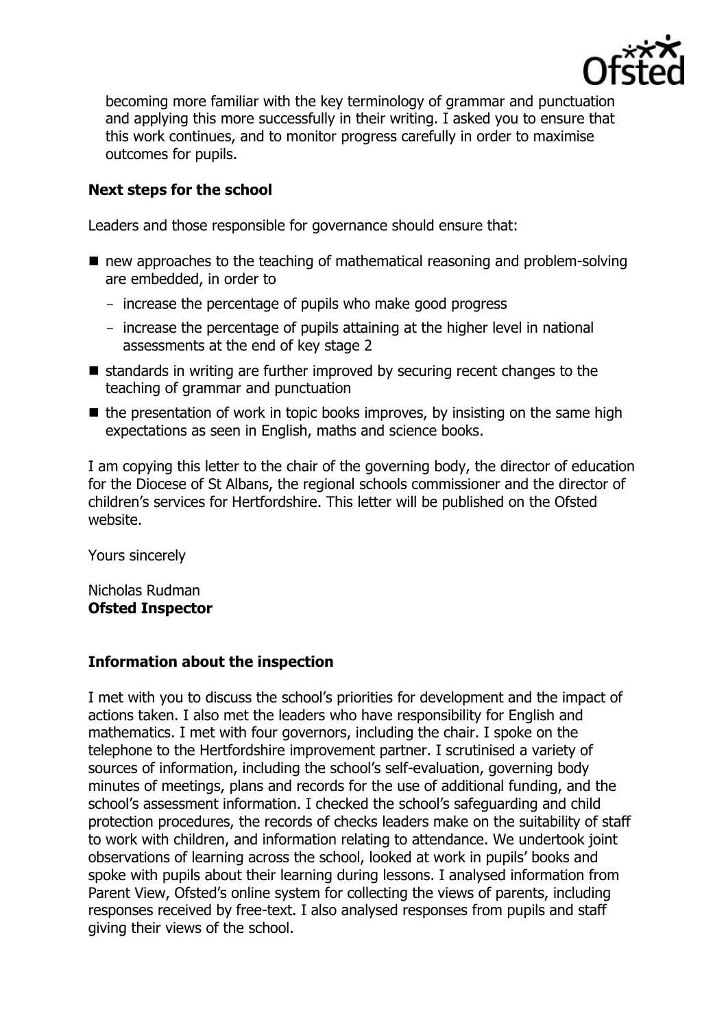becoming more familiar with the key terminology of grammar and punctuation and applying this more successfully in their writing. I asked you to ensure that this work continues, and to monitor progress carefully in order to maximise outcomes for pupils.

**Next steps for the school**

Leaders and those responsible for governance should ensure that:

- new approaches to the teaching of mathematical reasoning and problem-solving are embedded, in order to
  - increase the percentage of pupils who make good progress
  - increase the percentage of pupils attaining at the higher level in national assessments at the end of key stage 2
- standards in writing are further improved by securing recent changes to the teaching of grammar and punctuation
- the presentation of work in topic books improves, by insisting on the same high expectations as seen in English, maths and science books.

I am copying this letter to the chair of the governing body, the director of education for the Diocese of St Albans, the regional schools commissioner and the director of children's services for Hertfordshire. This letter will be published on the Ofsted website.

Yours sincerely

Nicholas Rudman
**Ofsted Inspector**

**Information about the inspection**

I met with you to discuss the school's priorities for development and the impact of actions taken. I also met the leaders who have responsibility for English and mathematics. I met with four governors, including the chair. I spoke on the telephone to the Hertfordshire improvement partner. I scrutinised a variety of sources of information, including the school's self-evaluation, governing body minutes of meetings, plans and records for the use of additional funding, and the school's assessment information. I checked the school's safeguarding and child protection procedures, the records of checks leaders make on the suitability of staff to work with children, and information relating to attendance. We undertook joint observations of learning across the school, looked at work in pupils' books and spoke with pupils about their learning during lessons. I analysed information from Parent View, Ofsted's online system for collecting the views of parents, including responses received by free-text. I also analysed responses from pupils and staff giving their views of the school.